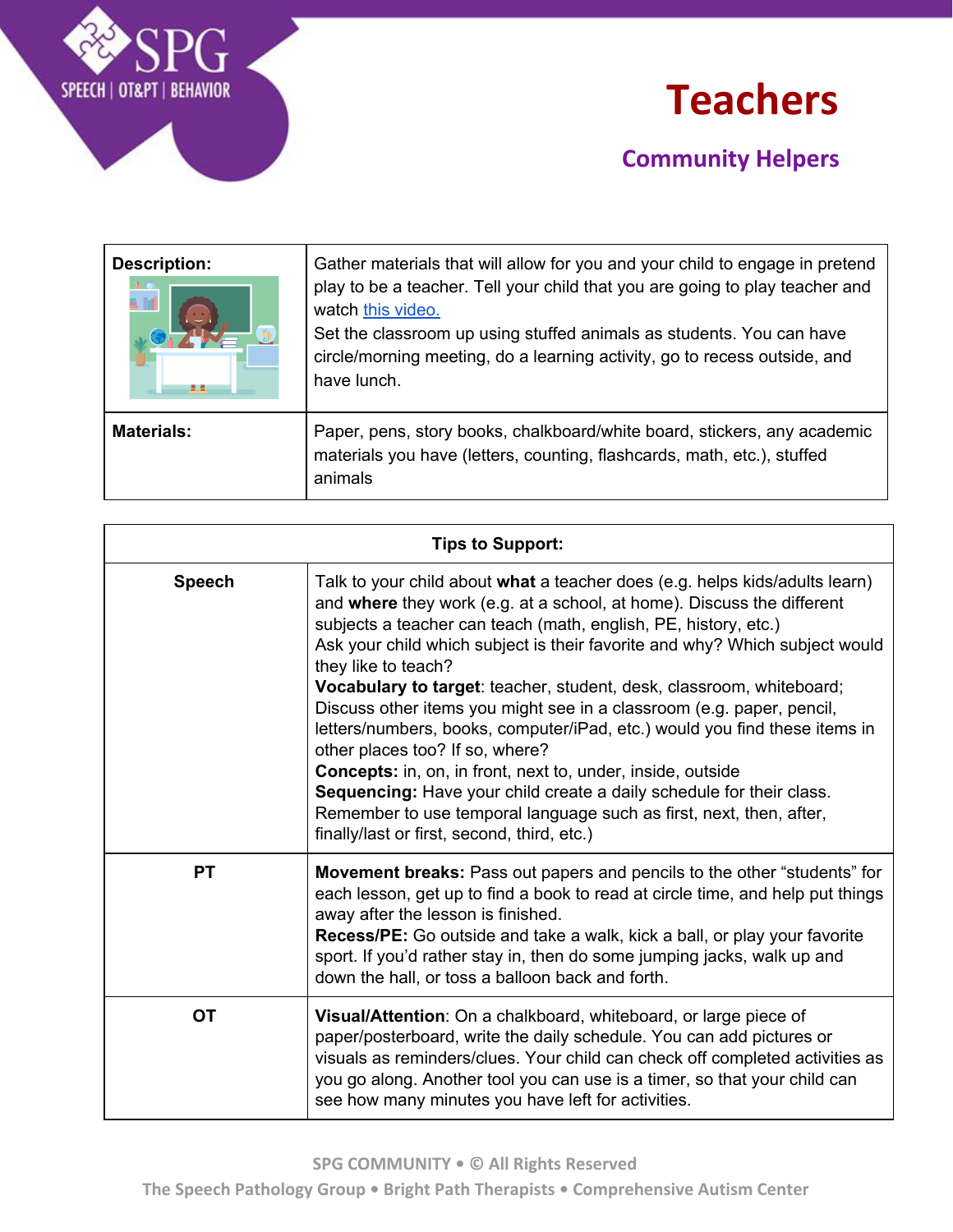# Teachers

## Community Helpers

| Description: | Gather materials that will allow for you and your child to engage in pretend play to be a teacher. Tell your child that you are going to play teacher and watch this video.<br>Set the classroom up using stuffed animals as students. You can have circle/morning meeting, do a learning activity, go to recess outside, and have lunch. |
|---|---|
| **Materials:** | Paper, pens, story books, chalkboard/white board, stickers, any academic materials you have (letters, counting, flashcards, math, etc.), stuffed animals |

| Tips to Support: | |
|---|---|
| **Speech** | Talk to your child about **what** a teacher does (e.g. helps kids/adults learn) and **where** they work (e.g. at a school, at home). Discuss the different subjects a teacher can teach (math, english, PE, history, etc.)<br>Ask your child which subject is their favorite and why? Which subject would they like to teach?<br>**Vocabulary to target**: teacher, student, desk, classroom, whiteboard; Discuss other items you might see in a classroom (e.g. paper, pencil, letters/numbers, books, computer/iPad, etc.) would you find these items in other places too? If so, where?<br>**Concepts:** in, on, in front, next to, under, inside, outside<br>**Sequencing:** Have your child create a daily schedule for their class. Remember to use temporal language such as first, next, then, after, finally/last or first, second, third, etc.) |
| **PT** | **Movement breaks:** Pass out papers and pencils to the other "students" for each lesson, get up to find a book to read at circle time, and help put things away after the lesson is finished.<br>**Recess/PE:** Go outside and take a walk, kick a ball, or play your favorite sport. If you'd rather stay in, then do some jumping jacks, walk up and down the hall, or toss a balloon back and forth. |
| **OT** | **Visual/Attention**: On a chalkboard, whiteboard, or large piece of paper/posterboard, write the daily schedule. You can add pictures or visuals as reminders/clues. Your child can check off completed activities as you go along. Another tool you can use is a timer, so that your child can see how many minutes you have left for activities. |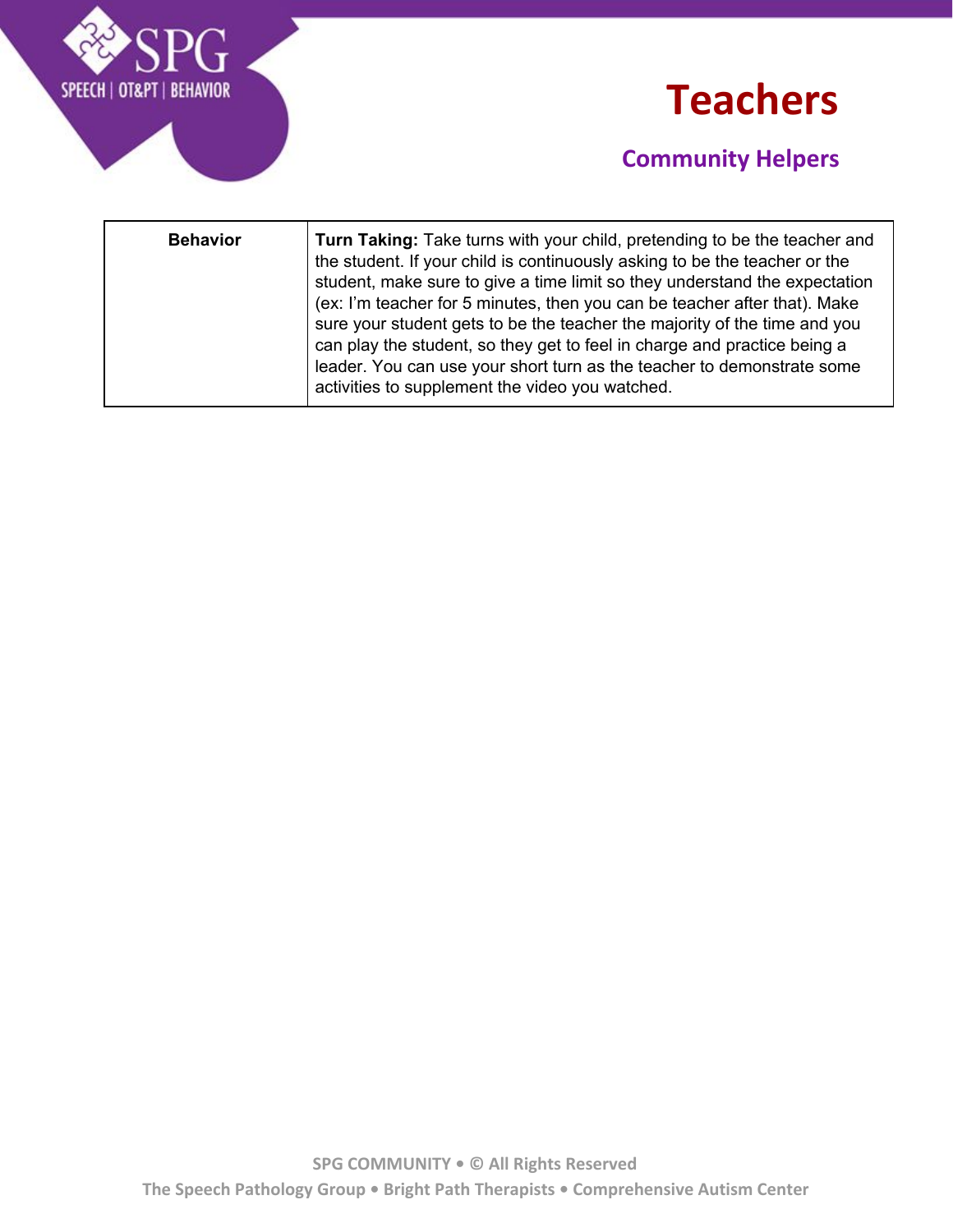# Teachers

## Community Helpers

| | |
|---|---|
| **Behavior** | **Turn Taking:** Take turns with your child, pretending to be the teacher and the student. If your child is continuously asking to be the teacher or the student, make sure to give a time limit so they understand the expectation (ex: I'm teacher for 5 minutes, then you can be teacher after that). Make sure your student gets to be the teacher the majority of the time and you can play the student, so they get to feel in charge and practice being a leader. You can use your short turn as the teacher to demonstrate some activities to supplement the video you watched. |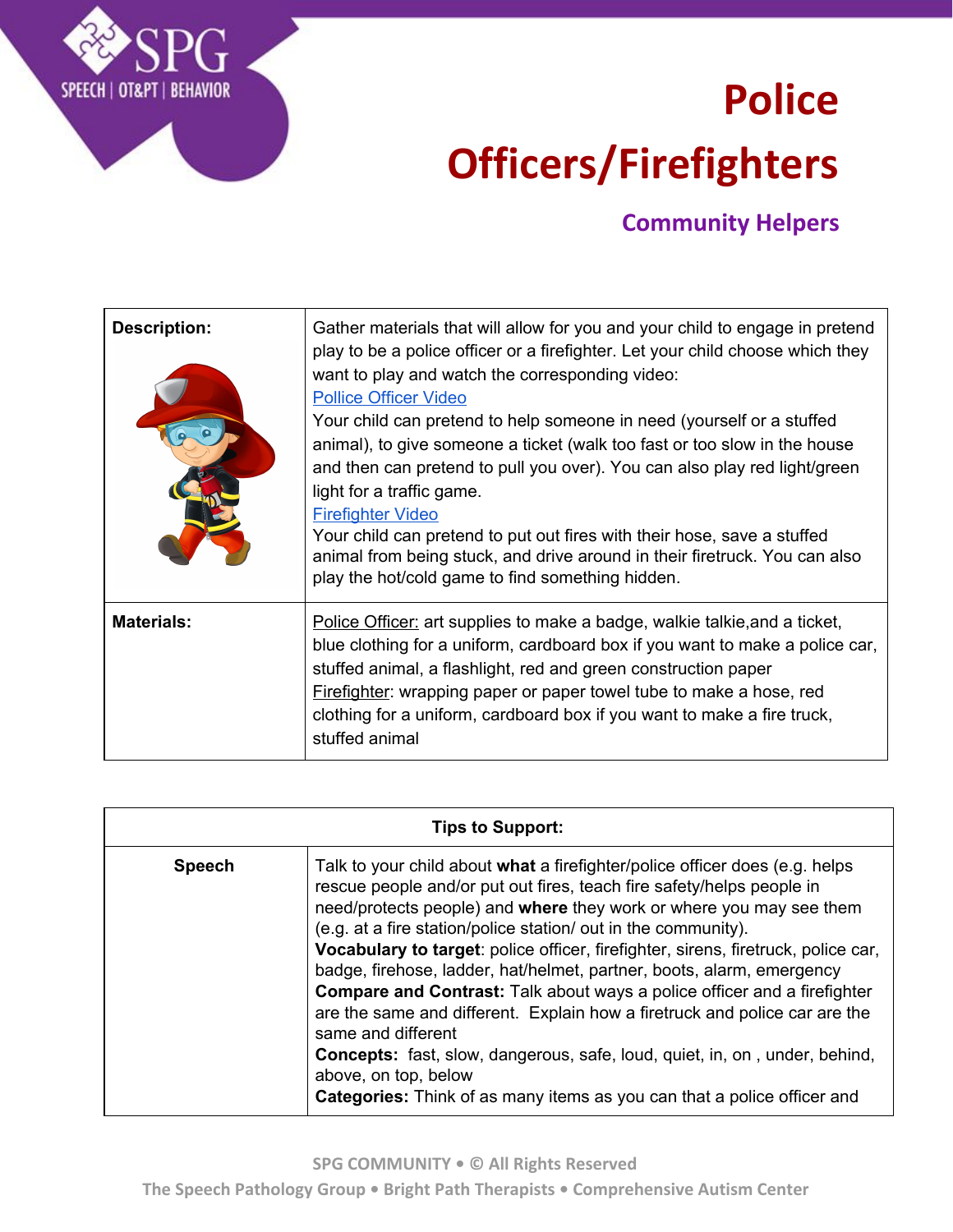# Police Officers/Firefighters

## Community Helpers

| **Description:** | Gather materials that will allow for you and your child to engage in pretend play to be a police officer or a firefighter. Let your child choose which they want to play and watch the corresponding video:<br>Pollice Officer Video<br>Your child can pretend to help someone in need (yourself or a stuffed animal), to give someone a ticket (walk too fast or too slow in the house and then can pretend to pull you over). You can also play red light/green light for a traffic game.<br>Firefighter Video<br>Your child can pretend to put out fires with their hose, save a stuffed animal from being stuck, and drive around in their firetruck. You can also play the hot/cold game to find something hidden. |
|---|---|
| **Materials:** | Police Officer: art supplies to make a badge, walkie talkie,and a ticket, blue clothing for a uniform, cardboard box if you want to make a police car, stuffed animal, a flashlight, red and green construction paper<br>Firefighter: wrapping paper or paper towel tube to make a hose, red clothing for a uniform, cardboard box if you want to make a fire truck, stuffed animal |

| **Tips to Support:** | |
|---|---|
| **Speech** | Talk to your child about **what** a firefighter/police officer does (e.g. helps rescue people and/or put out fires, teach fire safety/helps people in need/protects people) and **where** they work or where you may see them (e.g. at a fire station/police station/ out in the community).<br>**Vocabulary to target**: police officer, firefighter, sirens, firetruck, police car, badge, firehose, ladder, hat/helmet, partner, boots, alarm, emergency<br>**Compare and Contrast:** Talk about ways a police officer and a firefighter are the same and different. Explain how a firetruck and police car are the same and different<br>**Concepts:** fast, slow, dangerous, safe, loud, quiet, in, on , under, behind, above, on top, below<br>**Categories:** Think of as many items as you can that a police officer and |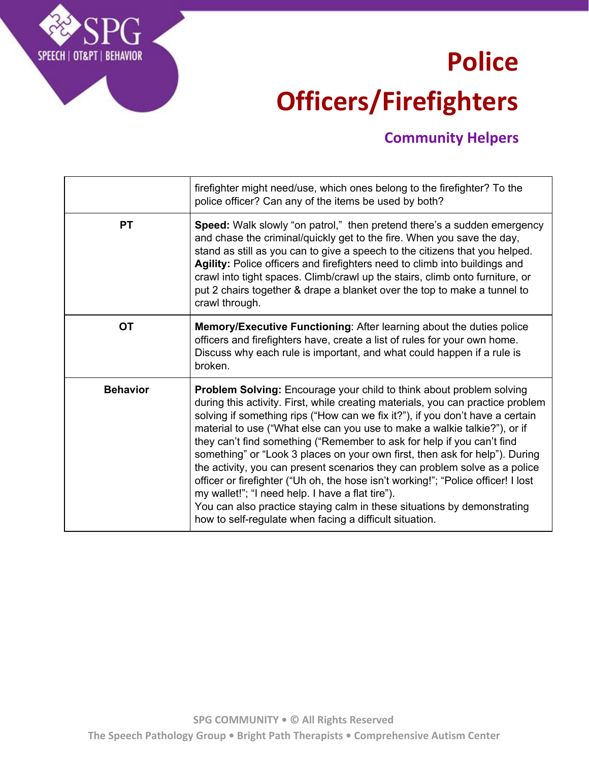# Police Officers/Firefighters

## Community Helpers

| | |
|---|---|
| | firefighter might need/use, which ones belong to the firefighter? To the police officer? Can any of the items be used by both? |
| **PT** | **Speed:** Walk slowly “on patrol,” then pretend there’s a sudden emergency and chase the criminal/quickly get to the fire. When you save the day, stand as still as you can to give a speech to the citizens that you helped. **Agility:** Police officers and firefighters need to climb into buildings and crawl into tight spaces. Climb/crawl up the stairs, climb onto furniture, or put 2 chairs together & drape a blanket over the top to make a tunnel to crawl through. |
| **OT** | **Memory/Executive Functioning**: After learning about the duties police officers and firefighters have, create a list of rules for your own home. Discuss why each rule is important, and what could happen if a rule is broken. |
| **Behavior** | **Problem Solving:** Encourage your child to think about problem solving during this activity. First, while creating materials, you can practice problem solving if something rips (“How can we fix it?”), if you don’t have a certain material to use (“What else can you use to make a walkie talkie?”), or if they can’t find something (“Remember to ask for help if you can’t find something” or “Look 3 places on your own first, then ask for help”). During the activity, you can present scenarios they can problem solve as a police officer or firefighter (“Uh oh, the hose isn’t working!”; “Police officer! I lost my wallet!”; “I need help. I have a flat tire”). You can also practice staying calm in these situations by demonstrating how to self-regulate when facing a difficult situation. |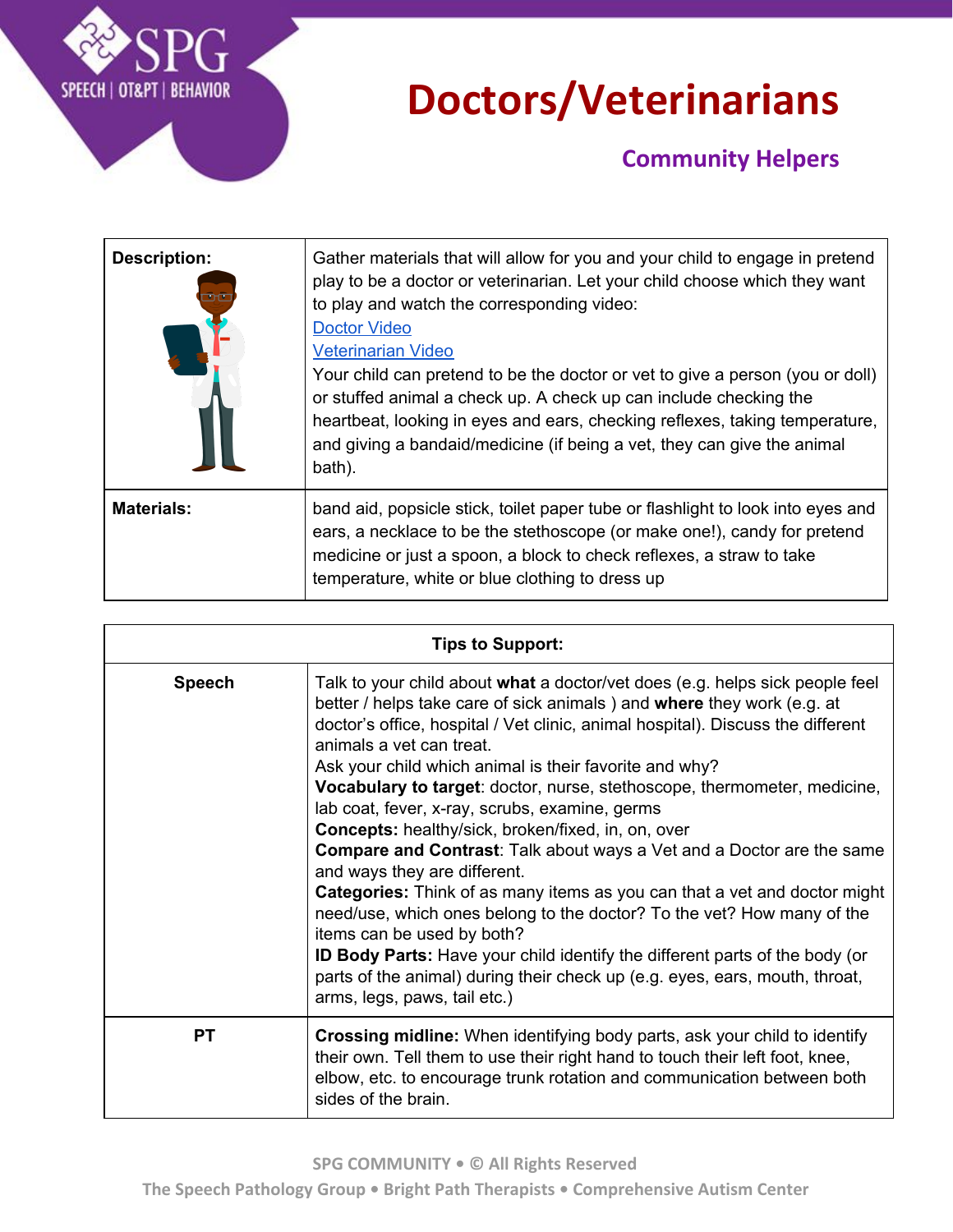# Doctors/Veterinarians

## Community Helpers

| Description: | Gather materials that will allow for you and your child to engage in pretend play to be a doctor or veterinarian. Let your child choose which they want to play and watch the corresponding video: [Doctor Video] [Veterinarian Video] Your child can pretend to be the doctor or vet to give a person (you or doll) or stuffed animal a check up. A check up can include checking the heartbeat, looking in eyes and ears, checking reflexes, taking temperature, and giving a bandaid/medicine (if being a vet, they can give the animal bath). |
|---|---|
| **Materials:** | band aid, popsicle stick, toilet paper tube or flashlight to look into eyes and ears, a necklace to be the stethoscope (or make one!), candy for pretend medicine or just a spoon, a block to check reflexes, a straw to take temperature, white or blue clothing to dress up |

| Tips to Support: | |
|---|---|
| **Speech** | Talk to your child about **what** a doctor/vet does (e.g. helps sick people feel better / helps take care of sick animals ) and **where** they work (e.g. at doctor's office, hospital / Vet clinic, animal hospital). Discuss the different animals a vet can treat. Ask your child which animal is their favorite and why? **Vocabulary to target**: doctor, nurse, stethoscope, thermometer, medicine, lab coat, fever, x-ray, scrubs, examine, germs **Concepts:** healthy/sick, broken/fixed, in, on, over **Compare and Contrast**: Talk about ways a Vet and a Doctor are the same and ways they are different. **Categories:** Think of as many items as you can that a vet and doctor might need/use, which ones belong to the doctor? To the vet? How many of the items can be used by both? **ID Body Parts:** Have your child identify the different parts of the body (or parts of the animal) during their check up (e.g. eyes, ears, mouth, throat, arms, legs, paws, tail etc.) |
| **PT** | **Crossing midline:** When identifying body parts, ask your child to identify their own. Tell them to use their right hand to touch their left foot, knee, elbow, etc. to encourage trunk rotation and communication between both sides of the brain. |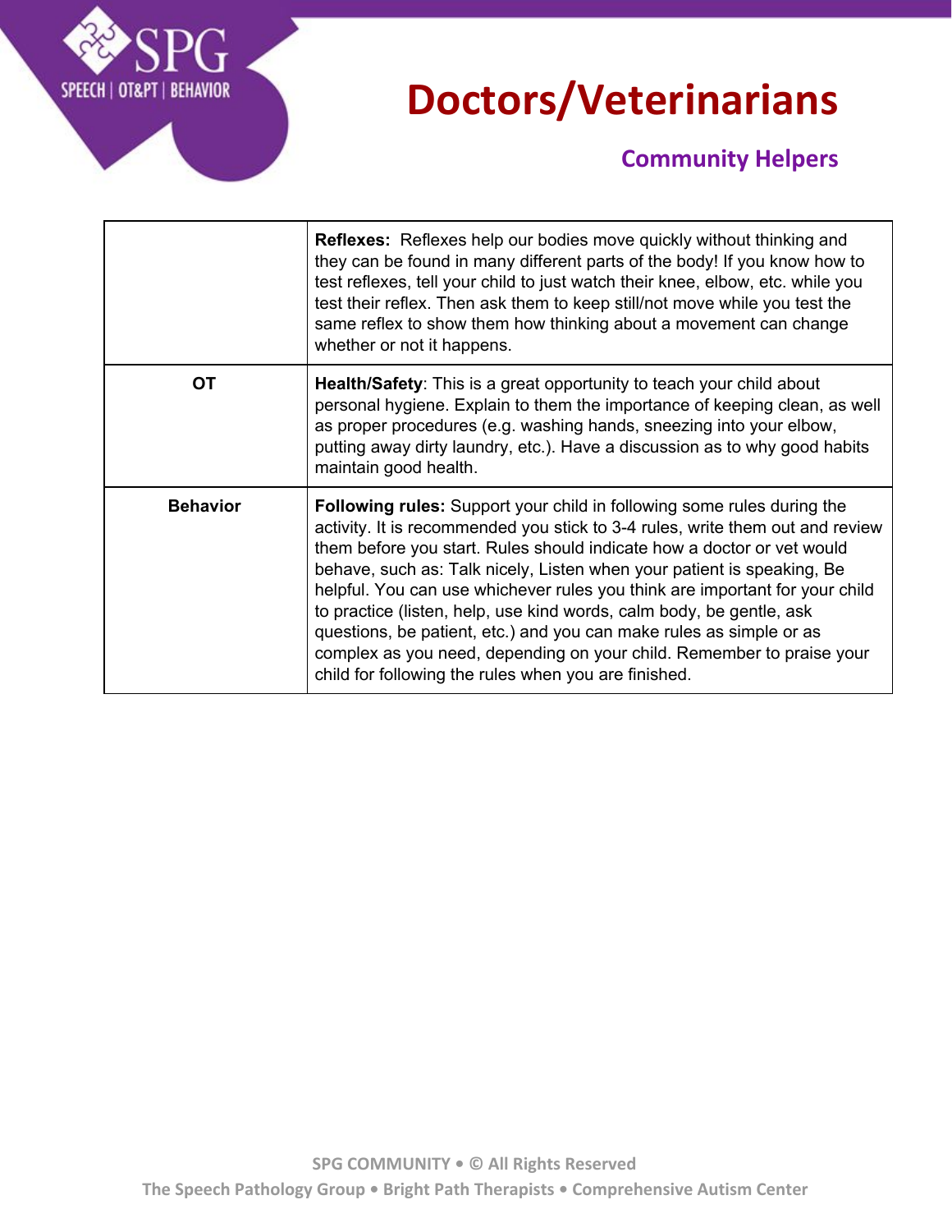# Doctors/Veterinarians

## Community Helpers

| | |
|---|---|
| | **Reflexes:** Reflexes help our bodies move quickly without thinking and they can be found in many different parts of the body! If you know how to test reflexes, tell your child to just watch their knee, elbow, etc. while you test their reflex. Then ask them to keep still/not move while you test the same reflex to show them how thinking about a movement can change whether or not it happens. |
| **OT** | **Health/Safety**: This is a great opportunity to teach your child about personal hygiene. Explain to them the importance of keeping clean, as well as proper procedures (e.g. washing hands, sneezing into your elbow, putting away dirty laundry, etc.). Have a discussion as to why good habits maintain good health. |
| **Behavior** | **Following rules:** Support your child in following some rules during the activity. It is recommended you stick to 3-4 rules, write them out and review them before you start. Rules should indicate how a doctor or vet would behave, such as: Talk nicely, Listen when your patient is speaking, Be helpful. You can use whichever rules you think are important for your child to practice (listen, help, use kind words, calm body, be gentle, ask questions, be patient, etc.) and you can make rules as simple or as complex as you need, depending on your child. Remember to praise your child for following the rules when you are finished. |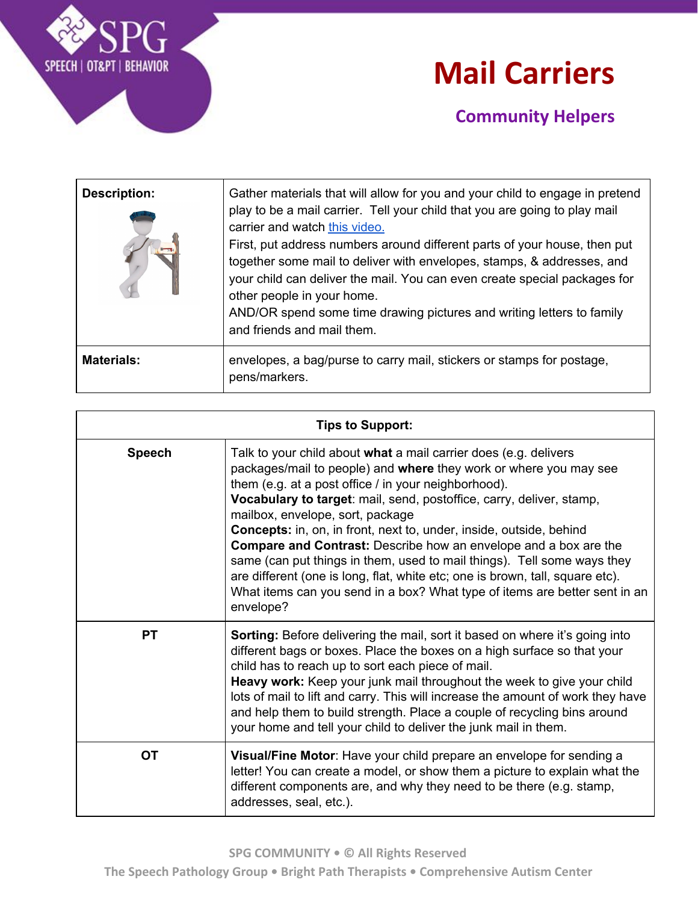# Mail Carriers

## Community Helpers

| Description: | Gather materials that will allow for you and your child to engage in pretend play to be a mail carrier. Tell your child that you are going to play mail carrier and watch this video. First, put address numbers around different parts of your house, then put together some mail to deliver with envelopes, stamps, & addresses, and your child can deliver the mail. You can even create special packages for other people in your home. AND/OR spend some time drawing pictures and writing letters to family and friends and mail them. |
|---|---|
| **Materials:** | envelopes, a bag/purse to carry mail, stickers or stamps for postage, pens/markers. |

| Tips to Support: | |
|---|---|
| **Speech** | Talk to your child about **what** a mail carrier does (e.g. delivers packages/mail to people) and **where** they work or where you may see them (e.g. at a post office / in your neighborhood). **Vocabulary to target**: mail, send, postoffice, carry, deliver, stamp, mailbox, envelope, sort, package **Concepts:** in, on, in front, next to, under, inside, outside, behind **Compare and Contrast:** Describe how an envelope and a box are the same (can put things in them, used to mail things). Tell some ways they are different (one is long, flat, white etc; one is brown, tall, square etc). What items can you send in a box? What type of items are better sent in an envelope? |
| **PT** | **Sorting:** Before delivering the mail, sort it based on where it's going into different bags or boxes. Place the boxes on a high surface so that your child has to reach up to sort each piece of mail. **Heavy work:** Keep your junk mail throughout the week to give your child lots of mail to lift and carry. This will increase the amount of work they have and help them to build strength. Place a couple of recycling bins around your home and tell your child to deliver the junk mail in them. |
| **OT** | **Visual/Fine Motor**: Have your child prepare an envelope for sending a letter! You can create a model, or show them a picture to explain what the different components are, and why they need to be there (e.g. stamp, addresses, seal, etc.). |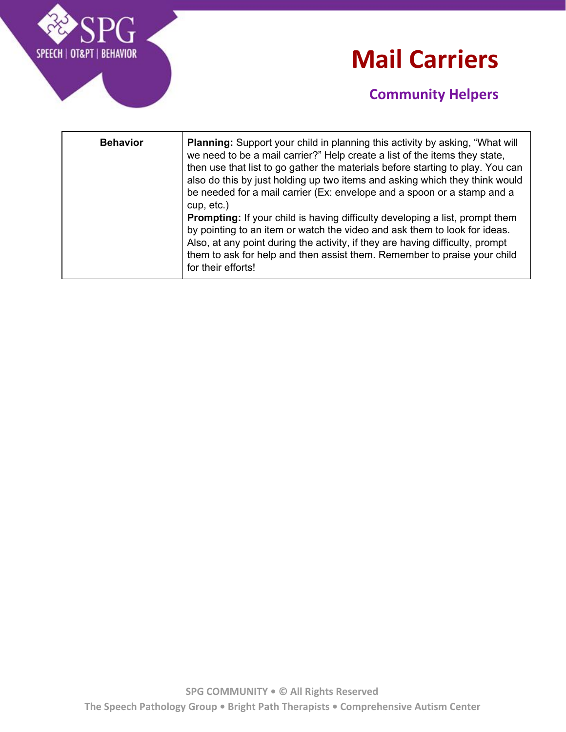# Mail Carriers

## Community Helpers

| Behavior | **Planning:** Support your child in planning this activity by asking, "What will we need to be a mail carrier?" Help create a list of the items they state, then use that list to go gather the materials before starting to play. You can also do this by just holding up two items and asking which they think would be needed for a mail carrier (Ex: envelope and a spoon or a stamp and a cup, etc.)<br>**Prompting:** If your child is having difficulty developing a list, prompt them by pointing to an item or watch the video and ask them to look for ideas. Also, at any point during the activity, if they are having difficulty, prompt them to ask for help and then assist them. Remember to praise your child for their efforts! |
|---|---|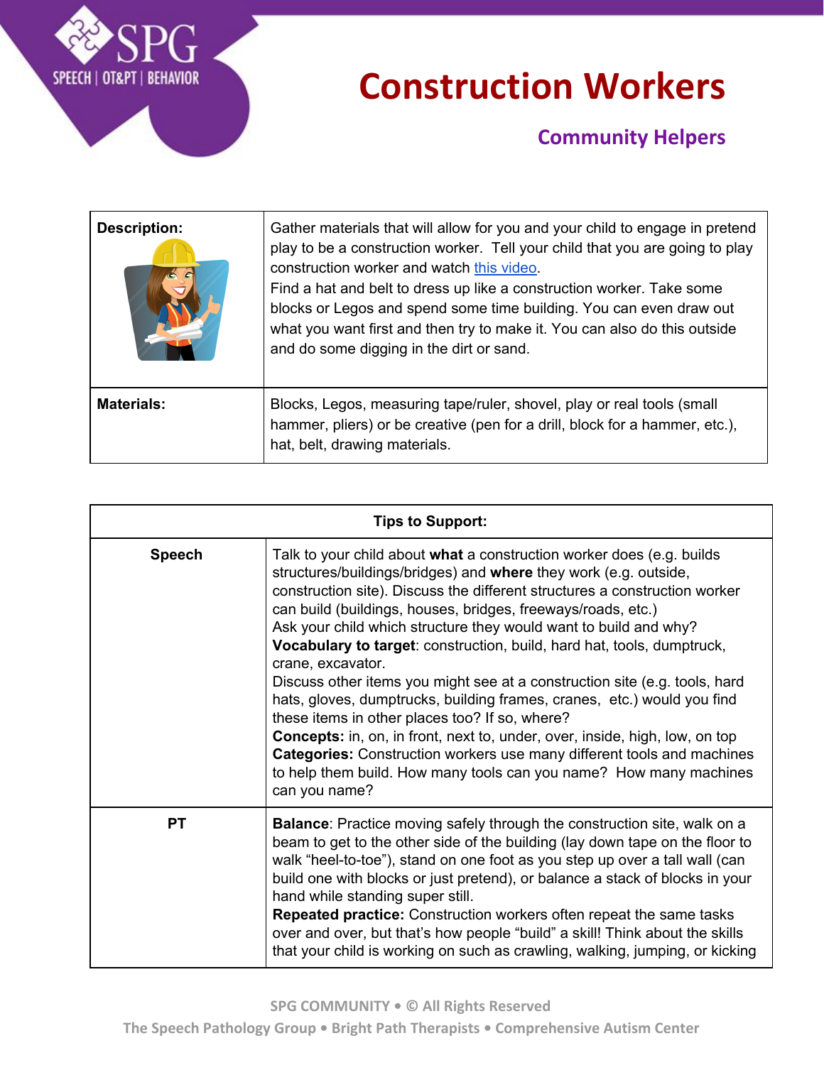# Construction Workers

## Community Helpers

| **Description:** | Gather materials that will allow for you and your child to engage in pretend play to be a construction worker. Tell your child that you are going to play construction worker and watch this video.<br>Find a hat and belt to dress up like a construction worker. Take some blocks or Legos and spend some time building. You can even draw out what you want first and then try to make it. You can also do this outside and do some digging in the dirt or sand. |
|---|---|
| **Materials:** | Blocks, Legos, measuring tape/ruler, shovel, play or real tools (small hammer, pliers) or be creative (pen for a drill, block for a hammer, etc.), hat, belt, drawing materials. |

| **Tips to Support:** | |
|---|---|
| **Speech** | Talk to your child about **what** a construction worker does (e.g. builds structures/buildings/bridges) and **where** they work (e.g. outside, construction site). Discuss the different structures a construction worker can build (buildings, houses, bridges, freeways/roads, etc.)<br>Ask your child which structure they would want to build and why?<br>**Vocabulary to target**: construction, build, hard hat, tools, dumptruck, crane, excavator.<br>Discuss other items you might see at a construction site (e.g. tools, hard hats, gloves, dumptrucks, building frames, cranes, etc.) would you find these items in other places too? If so, where?<br>**Concepts:** in, on, in front, next to, under, over, inside, high, low, on top<br>**Categories:** Construction workers use many different tools and machines to help them build. How many tools can you name? How many machines can you name? |
| **PT** | **Balance**: Practice moving safely through the construction site, walk on a beam to get to the other side of the building (lay down tape on the floor to walk "heel-to-toe"), stand on one foot as you step up over a tall wall (can build one with blocks or just pretend), or balance a stack of blocks in your hand while standing super still.<br>**Repeated practice:** Construction workers often repeat the same tasks over and over, but that's how people "build" a skill! Think about the skills that your child is working on such as crawling, walking, jumping, or kicking |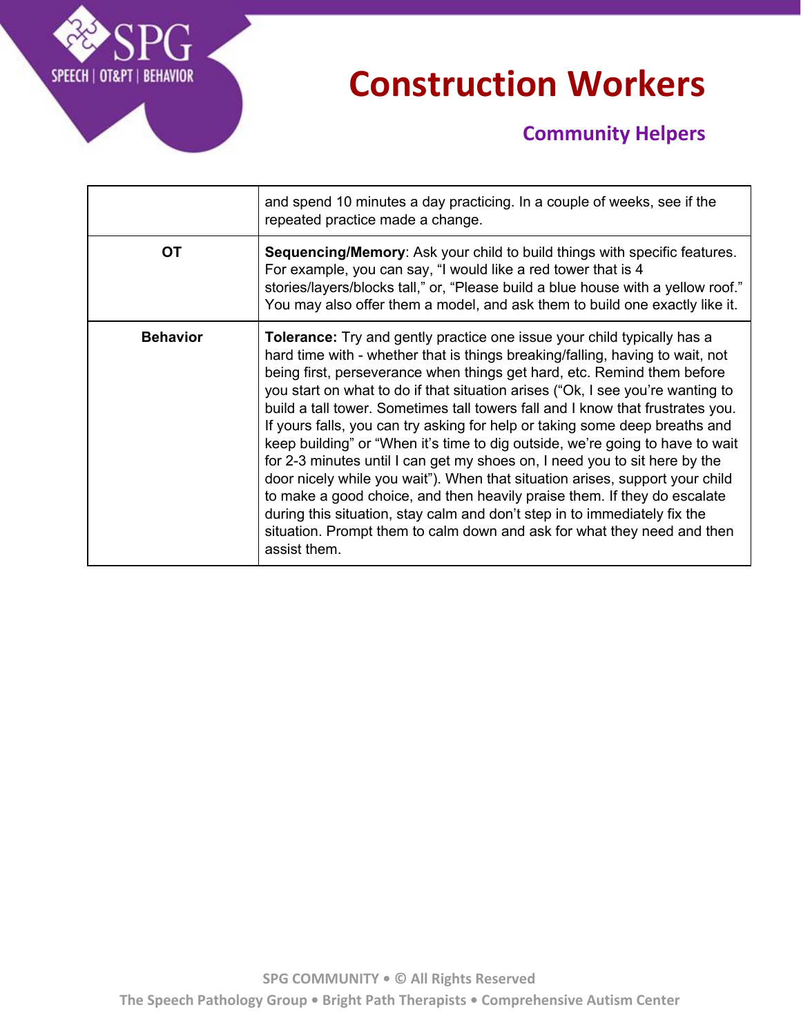# Construction Workers

## Community Helpers

| | |
|---|---|
| | and spend 10 minutes a day practicing. In a couple of weeks, see if the repeated practice made a change. |
| **OT** | **Sequencing/Memory**: Ask your child to build things with specific features. For example, you can say, "I would like a red tower that is 4 stories/layers/blocks tall," or, "Please build a blue house with a yellow roof." You may also offer them a model, and ask them to build one exactly like it. |
| **Behavior** | **Tolerance:** Try and gently practice one issue your child typically has a hard time with - whether that is things breaking/falling, having to wait, not being first, perseverance when things get hard, etc. Remind them before you start on what to do if that situation arises ("Ok, I see you're wanting to build a tall tower. Sometimes tall towers fall and I know that frustrates you. If yours falls, you can try asking for help or taking some deep breaths and keep building" or "When it's time to dig outside, we're going to have to wait for 2-3 minutes until I can get my shoes on, I need you to sit here by the door nicely while you wait"). When that situation arises, support your child to make a good choice, and then heavily praise them. If they do escalate during this situation, stay calm and don't step in to immediately fix the situation. Prompt them to calm down and ask for what they need and then assist them. |